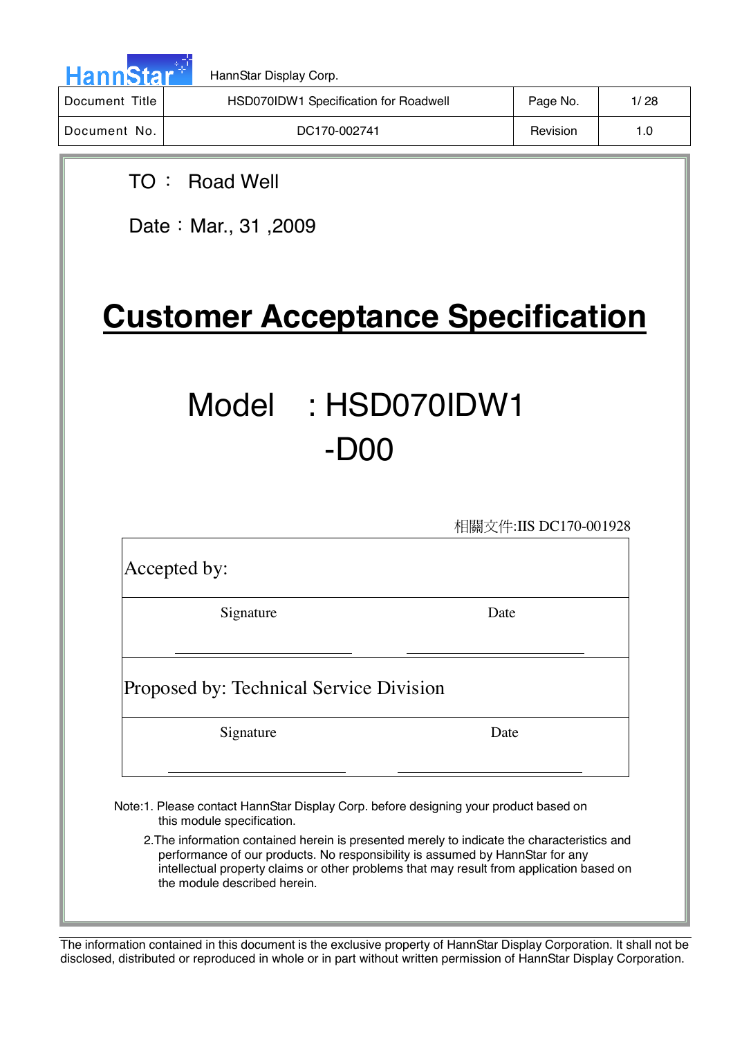| Document Title | HSD070IDW1 Specification for Roadwell | Page No. | 1/ 28 |
| --- | --- | --- | --- |
| Document No. | DC170-002741 | Revision | 1.0 |

TO： Road Well

Date：Mar., 31 ,2009

# Customer Acceptance Specification

## Model : HSD070IDW1 -D00

相關文件:IIS DC170-001928

| Accepted by: | |
| --- | --- |
| Signature | Date |
| Proposed by: Technical Service Division | |
| Signature | Date |

Note:1. Please contact HannStar Display Corp. before designing your product based on this module specification.

2.The information contained herein is presented merely to indicate the characteristics and performance of our products. No responsibility is assumed by HannStar for any intellectual property claims or other problems that may result from application based on the module described herein.

The information contained in this document is the exclusive property of HannStar Display Corporation. It shall not be disclosed, distributed or reproduced in whole or in part without written permission of HannStar Display Corporation.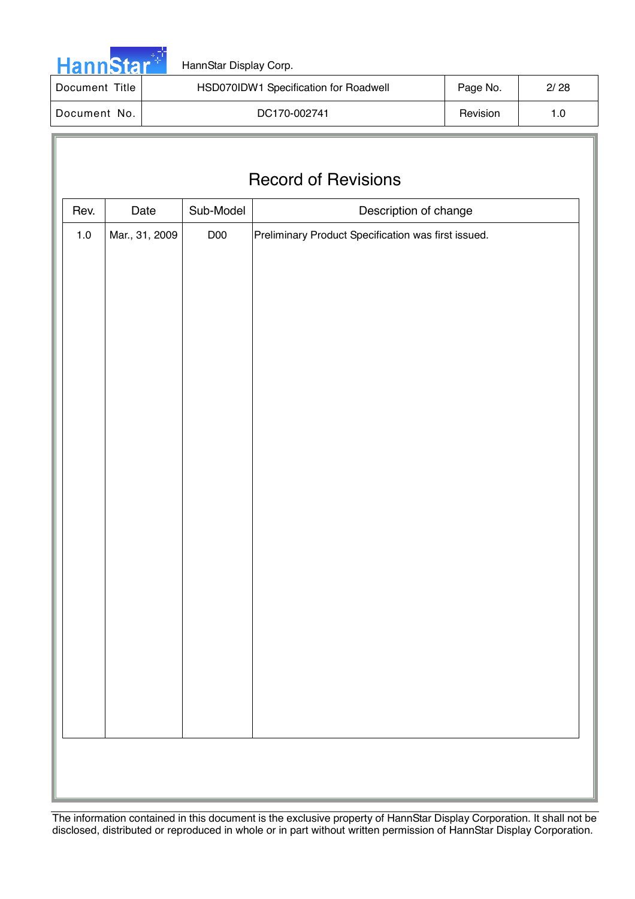# Record of Revisions

| Rev. | Date | Sub-Model | Description of change |
|---|---|---|---|
| 1.0 | Mar., 31, 2009 | D00 | Preliminary Product Specification was first issued. |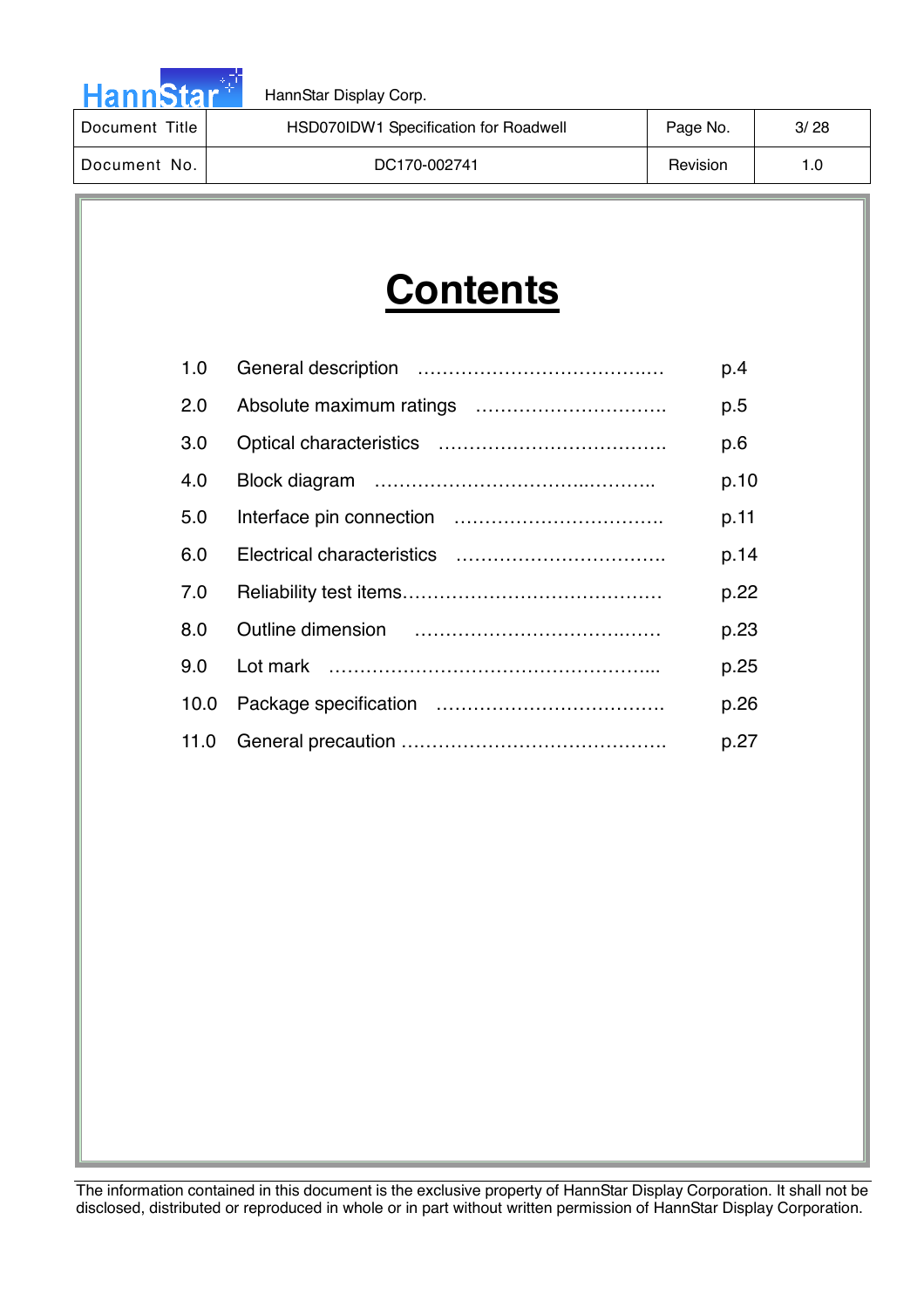# Contents

| | | |
|---|---|---|
| 1.0 | General description ………………………………… | p.4 |
| 2.0 | Absolute maximum ratings ………………………….. | p.5 |
| 3.0 | Optical characteristics ………………………………. | p.6 |
| 4.0 | Block diagram ……………………………..……….. | p.10 |
| 5.0 | Interface pin connection ……………………………. | p.11 |
| 6.0 | Electrical characteristics ……………………………. | p.14 |
| 7.0 | Reliability test items…………………………………… | p.22 |
| 8.0 | Outline dimension ……………………………..……. | p.23 |
| 9.0 | Lot mark …………………………………………….... | p.25 |
| 10.0 | Package specification ………………………………. | p.26 |
| 11.0 | General precaution ……………………………………. | p.27 |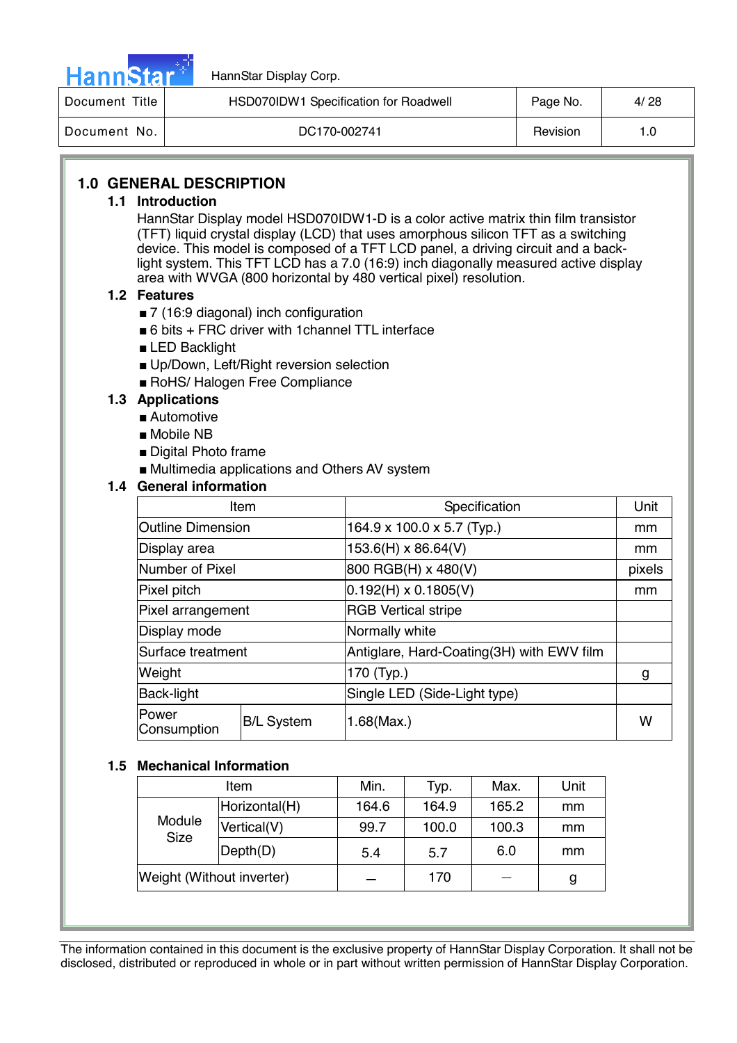## 1.0 GENERAL DESCRIPTION

### 1.1 Introduction

HannStar Display model HSD070IDW1-D is a color active matrix thin film transistor (TFT) liquid crystal display (LCD) that uses amorphous silicon TFT as a switching device. This model is composed of a TFT LCD panel, a driving circuit and a back-light system. This TFT LCD has a 7.0 (16:9) inch diagonally measured active display area with WVGA (800 horizontal by 480 vertical pixel) resolution.

### 1.2 Features

- 7 (16:9 diagonal) inch configuration
- 6 bits + FRC driver with 1channel TTL interface
- LED Backlight
- Up/Down, Left/Right reversion selection
- RoHS/ Halogen Free Compliance

### 1.3 Applications

- Automotive
- Mobile NB
- Digital Photo frame
- Multimedia applications and Others AV system

### 1.4 General information

| Item | | Specification | Unit |
|---|---|---|---|
| Outline Dimension | | 164.9 x 100.0 x 5.7 (Typ.) | mm |
| Display area | | 153.6(H) x 86.64(V) | mm |
| Number of Pixel | | 800 RGB(H) x 480(V) | pixels |
| Pixel pitch | | 0.192(H) x 0.1805(V) | mm |
| Pixel arrangement | | RGB Vertical stripe | |
| Display mode | | Normally white | |
| Surface treatment | | Antiglare, Hard-Coating(3H) with EWV film | |
| Weight | | 170 (Typ.) | g |
| Back-light | | Single LED (Side-Light type) | |
| Power Consumption | B/L System | 1.68(Max.) | W |

### 1.5 Mechanical Information

| Item | | Min. | Typ. | Max. | Unit |
|---|---|---|---|---|---|
| Module Size | Horizontal(H) | 164.6 | 164.9 | 165.2 | mm |
| | Vertical(V) | 99.7 | 100.0 | 100.3 | mm |
| | Depth(D) | 5.4 | 5.7 | 6.0 | mm |
| Weight (Without inverter) | | – | 170 | – | g |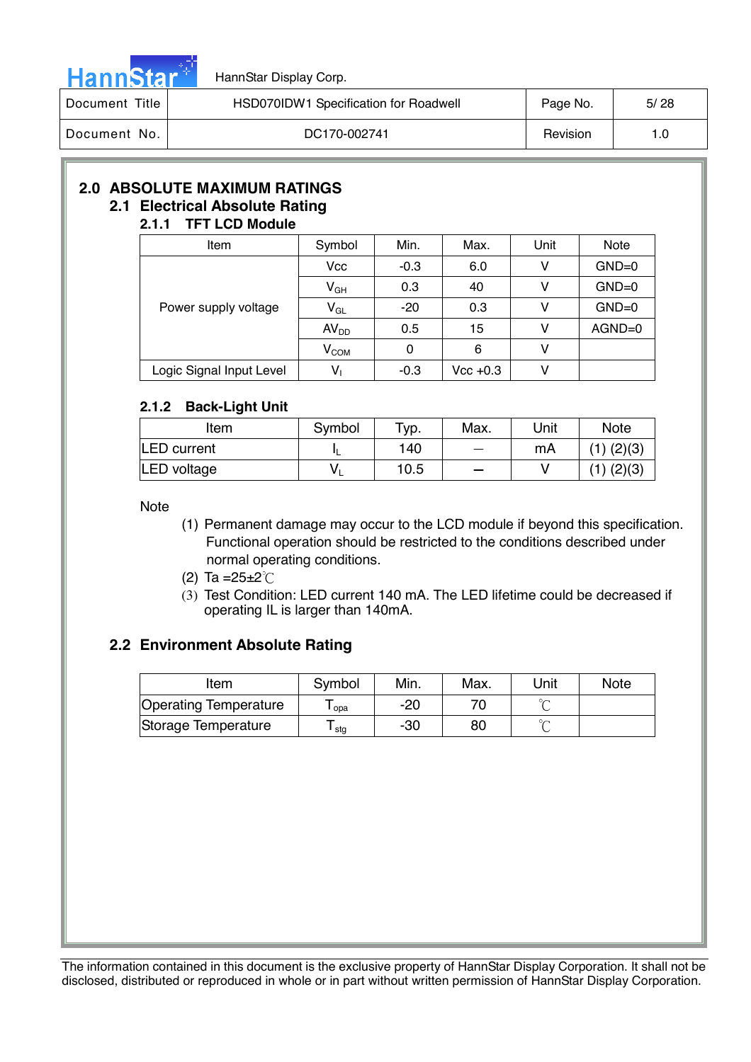## 2.0 ABSOLUTE MAXIMUM RATINGS

### 2.1 Electrical Absolute Rating

#### 2.1.1 TFT LCD Module

| Item | Symbol | Min. | Max. | Unit | Note |
|---|---|---|---|---|---|
| Power supply voltage | Vcc | -0.3 | 6.0 | V | GND=0 |
| | $V_{GH}$ | 0.3 | 40 | V | GND=0 |
| | $V_{GL}$ | -20 | 0.3 | V | GND=0 |
| | $AV_{DD}$ | 0.5 | 15 | V | AGND=0 |
| | $V_{COM}$ | 0 | 6 | V | |
| Logic Signal Input Level | $V_I$ | -0.3 | Vcc +0.3 | V | |

#### 2.1.2 Back-Light Unit

| Item | Symbol | Typ. | Max. | Unit | Note |
|---|---|---|---|---|---|
| LED current | $I_L$ | 140 | — | mA | (1) (2)(3) |
| LED voltage | $V_L$ | 10.5 | — | V | (1) (2)(3) |

Note

(1) Permanent damage may occur to the LCD module if beyond this specification. Functional operation should be restricted to the conditions described under normal operating conditions.

(2) Ta =25±2℃

(3) Test Condition: LED current 140 mA. The LED lifetime could be decreased if operating IL is larger than 140mA.

### 2.2 Environment Absolute Rating

| Item | Symbol | Min. | Max. | Unit | Note |
|---|---|---|---|---|---|
| Operating Temperature | $T_{opa}$ | -20 | 70 | ℃ | |
| Storage Temperature | $T_{stg}$ | -30 | 80 | ℃ | |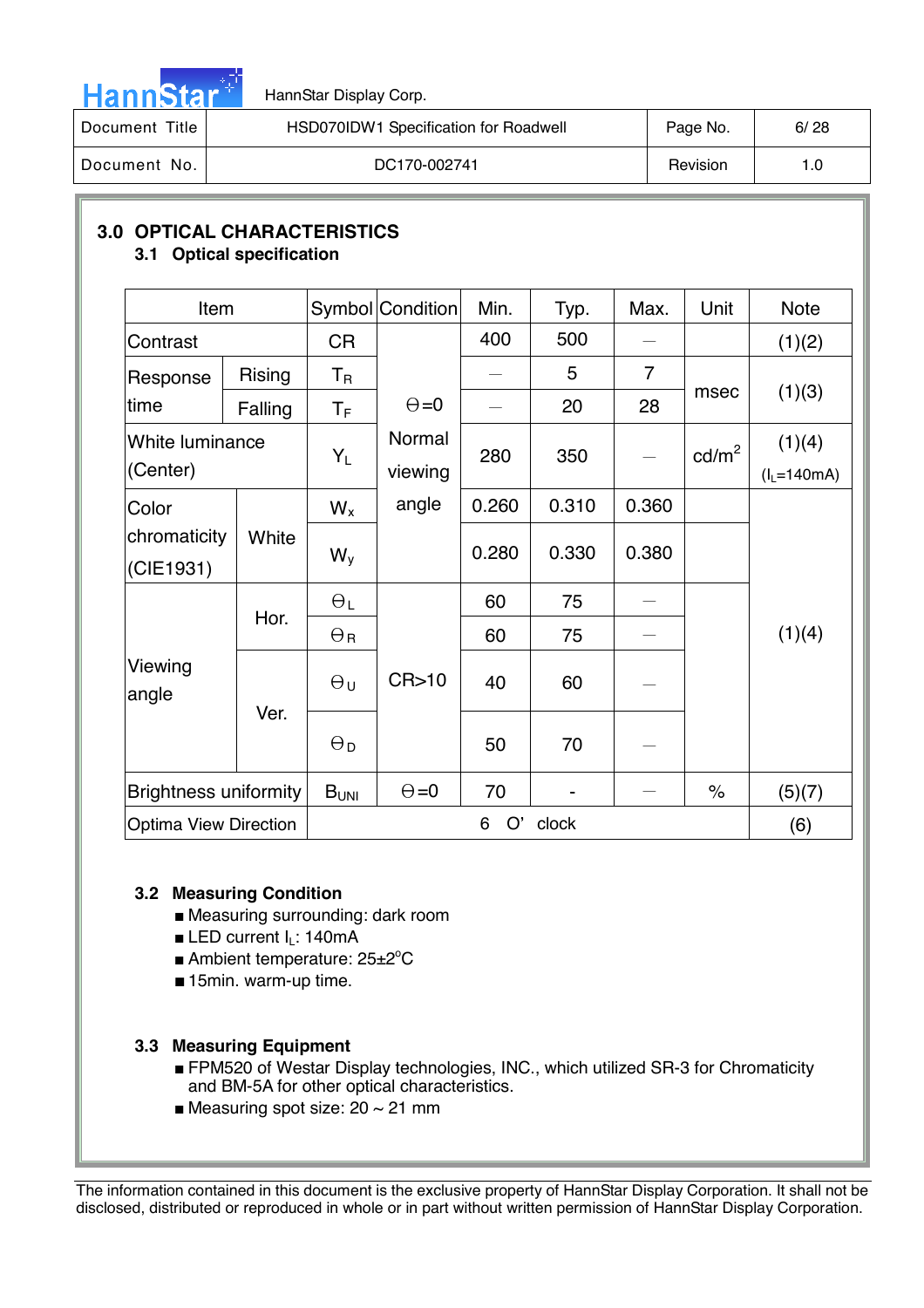## 3.0 OPTICAL CHARACTERISTICS

### 3.1 Optical specification

| Item | | Symbol | Condition | Min. | Typ. | Max. | Unit | Note |
|---|---|---|---|---|---|---|---|---|
| Contrast | | CR | Θ=0 Normal viewing angle | 400 | 500 | — | | (1)(2) |
| Response time | Rising | $T_R$ | | — | 5 | 7 | msec | (1)(3) |
| | Falling | $T_F$ | | — | 20 | 28 | | |
| White luminance (Center) | | $Y_L$ | | 280 | 350 | — | cd/m$^2$ | (1)(4) ($I_L$=140mA) |
| Color chromaticity (CIE1931) | White | $W_x$ | | 0.260 | 0.310 | 0.360 | | (1)(4) |
| | | $W_y$ | | 0.280 | 0.330 | 0.380 | | |
| Viewing angle | Hor. | $\Theta_L$ | CR>10 | 60 | 75 | — | | |
| | | $\Theta_R$ | | 60 | 75 | — | | |
| | Ver. | $\Theta_U$ | | 40 | 60 | — | | |
| | | $\Theta_D$ | | 50 | 70 | — | | |
| Brightness uniformity | | $B_{UNI}$ | Θ=0 | 70 | - | — | % | (5)(7) |
| Optima View Direction | | 6 O' clock | | | | | | (6) |

### 3.2 Measuring Condition

- Measuring surrounding: dark room
- LED current $I_L$: 140mA
- Ambient temperature: 25±2°C
- 15min. warm-up time.

### 3.3 Measuring Equipment

- FPM520 of Westar Display technologies, INC., which utilized SR-3 for Chromaticity and BM-5A for other optical characteristics.
- Measuring spot size: 20 ~ 21 mm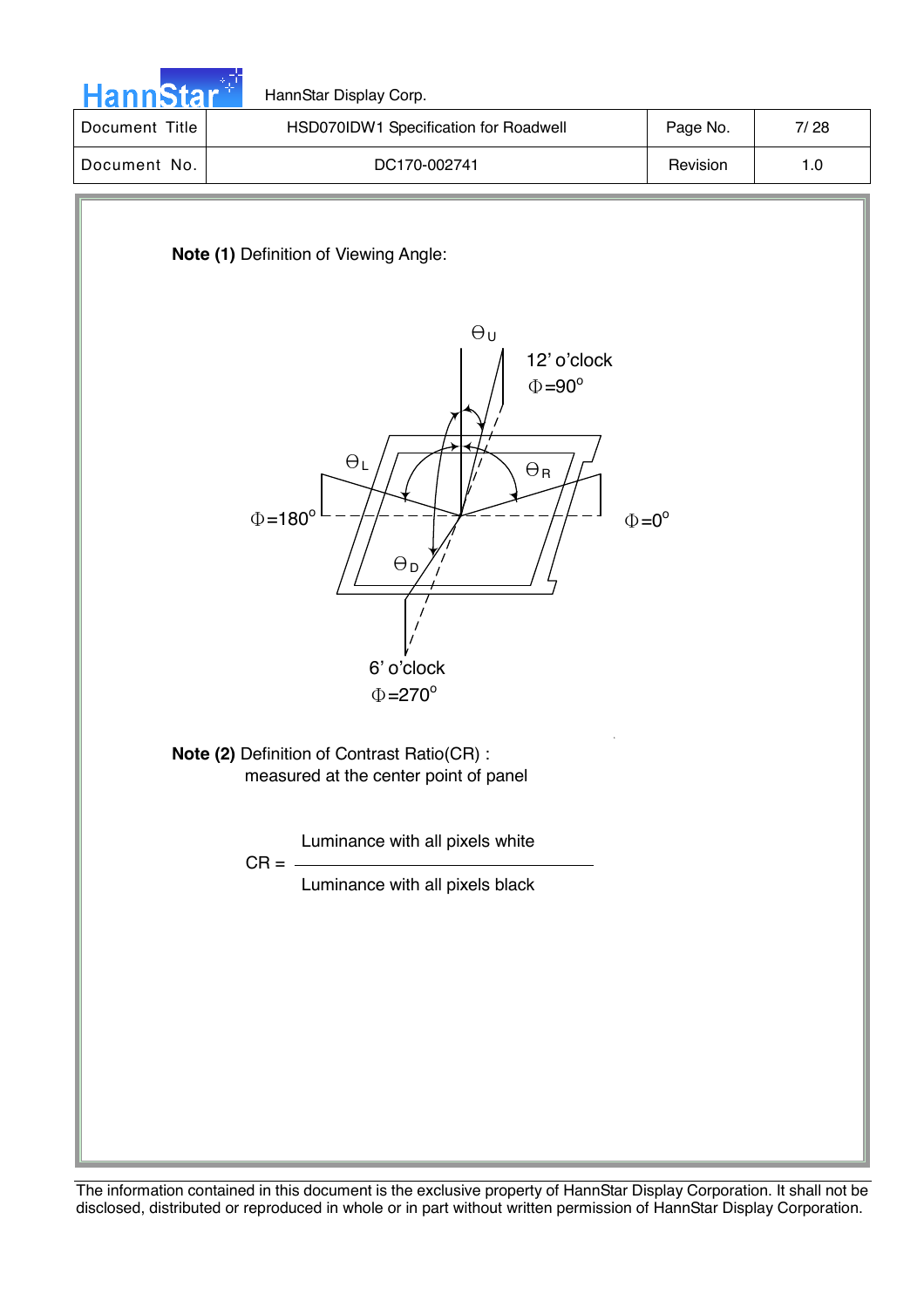**Note (1)** Definition of Viewing Angle:

**Note (2)** Definition of Contrast Ratio(CR) :
measured at the center point of panel

$$CR = \frac{\text{Luminance with all pixels white}}{\text{Luminance with all pixels black}}$$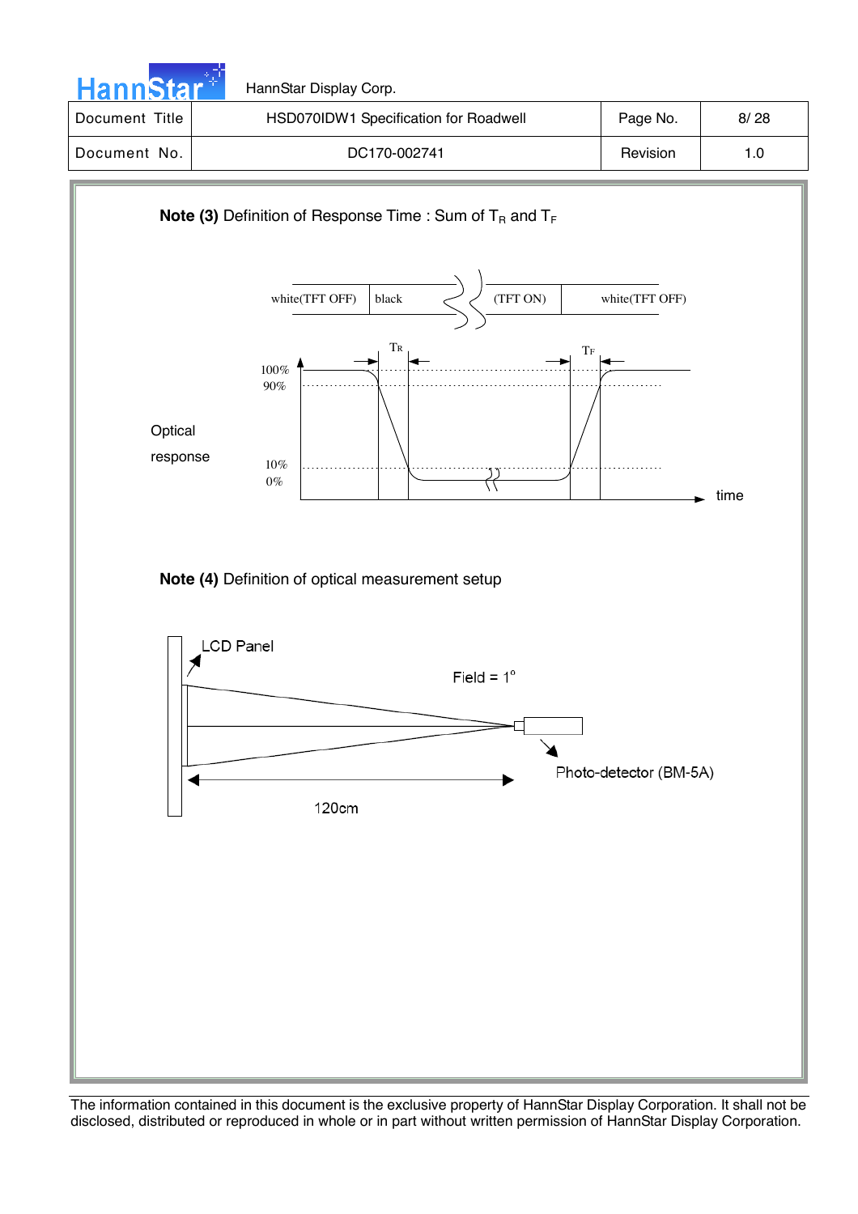**Note (3)** Definition of Response Time : Sum of $T_R$ and $T_F$

white(TFT OFF) | black | (TFT ON) | white(TFT OFF)

$T_R$ $T_F$

100%
90%

Optical response

10%
0%

time

**Note (4)** Definition of optical measurement setup

LCD Panel

Field = 1°

Photo-detector (BM-5A)

120cm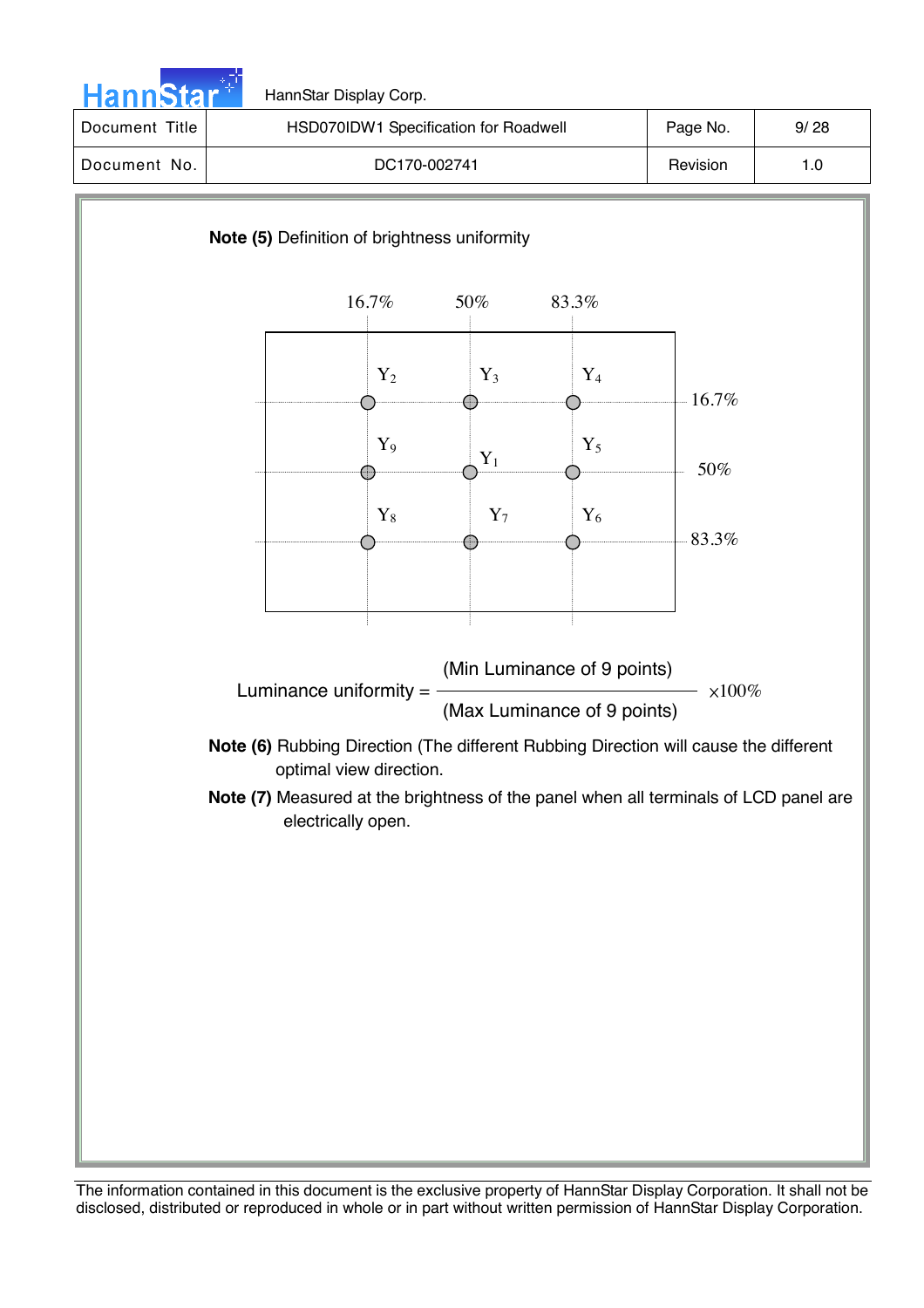**Note (5)** Definition of brightness uniformity

| | 16.7% | 50% | 83.3% |
|---|---|---|---|
| 16.7% | $Y_2$ | $Y_3$ | $Y_4$ |
| 50% | $Y_9$ | $Y_1$ | $Y_5$ |
| 83.3% | $Y_8$ | $Y_7$ | $Y_6$ |

$$\text{Luminance uniformity} = \frac{\text{(Min Luminance of 9 points)}}{\text{(Max Luminance of 9 points)}} \times 100\%$$

**Note (6)** Rubbing Direction (The different Rubbing Direction will cause the different optimal view direction.

**Note (7)** Measured at the brightness of the panel when all terminals of LCD panel are electrically open.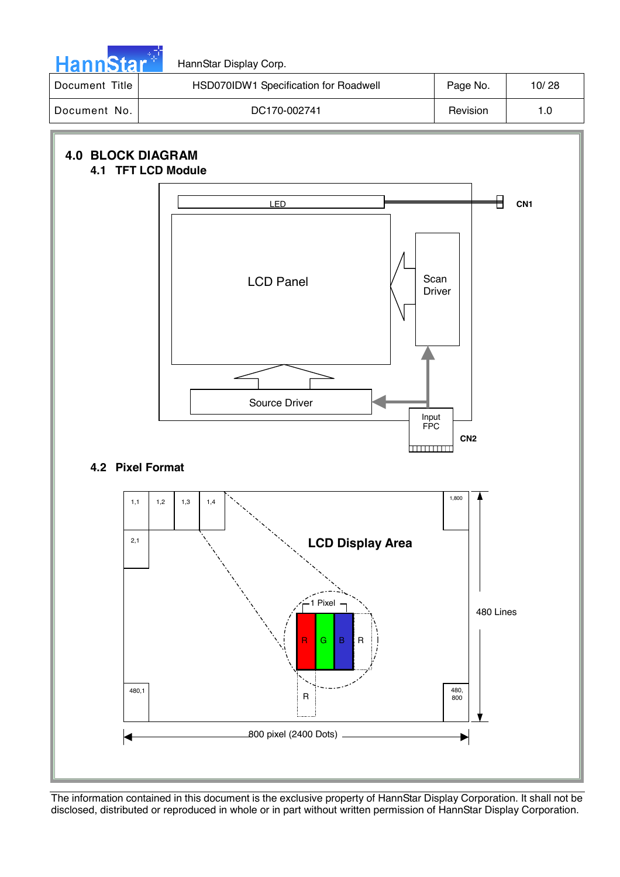## 4.0 BLOCK DIAGRAM

### 4.1 TFT LCD Module

LED

CN1

LCD Panel

Scan Driver

Source Driver

Input FPC

CN2

### 4.2 Pixel Format

1,1 | 1,2 | 1,3 | 1,4 | 1,800

2,1

LCD Display Area

1 Pixel

R G B R

R

480,1 | 480, 800

480 Lines

800 pixel (2400 Dots)

The information contained in this document is the exclusive property of HannStar Display Corporation. It shall not be disclosed, distributed or reproduced in whole or in part without written permission of HannStar Display Corporation.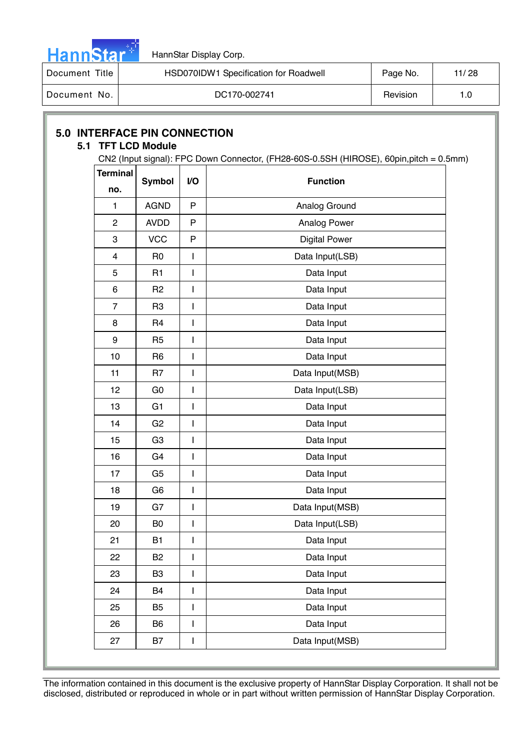## 5.0 INTERFACE PIN CONNECTION

### 5.1 TFT LCD Module

CN2 (Input signal): FPC Down Connector, (FH28-60S-0.5SH (HIROSE), 60pin,pitch = 0.5mm)

| Terminal no. | Symbol | I/O | Function |
|---|---|---|---|
| 1 | AGND | P | Analog Ground |
| 2 | AVDD | P | Analog Power |
| 3 | VCC | P | Digital Power |
| 4 | R0 | I | Data Input(LSB) |
| 5 | R1 | I | Data Input |
| 6 | R2 | I | Data Input |
| 7 | R3 | I | Data Input |
| 8 | R4 | I | Data Input |
| 9 | R5 | I | Data Input |
| 10 | R6 | I | Data Input |
| 11 | R7 | I | Data Input(MSB) |
| 12 | G0 | I | Data Input(LSB) |
| 13 | G1 | I | Data Input |
| 14 | G2 | I | Data Input |
| 15 | G3 | I | Data Input |
| 16 | G4 | I | Data Input |
| 17 | G5 | I | Data Input |
| 18 | G6 | I | Data Input |
| 19 | G7 | I | Data Input(MSB) |
| 20 | B0 | I | Data Input(LSB) |
| 21 | B1 | I | Data Input |
| 22 | B2 | I | Data Input |
| 23 | B3 | I | Data Input |
| 24 | B4 | I | Data Input |
| 25 | B5 | I | Data Input |
| 26 | B6 | I | Data Input |
| 27 | B7 | I | Data Input(MSB) |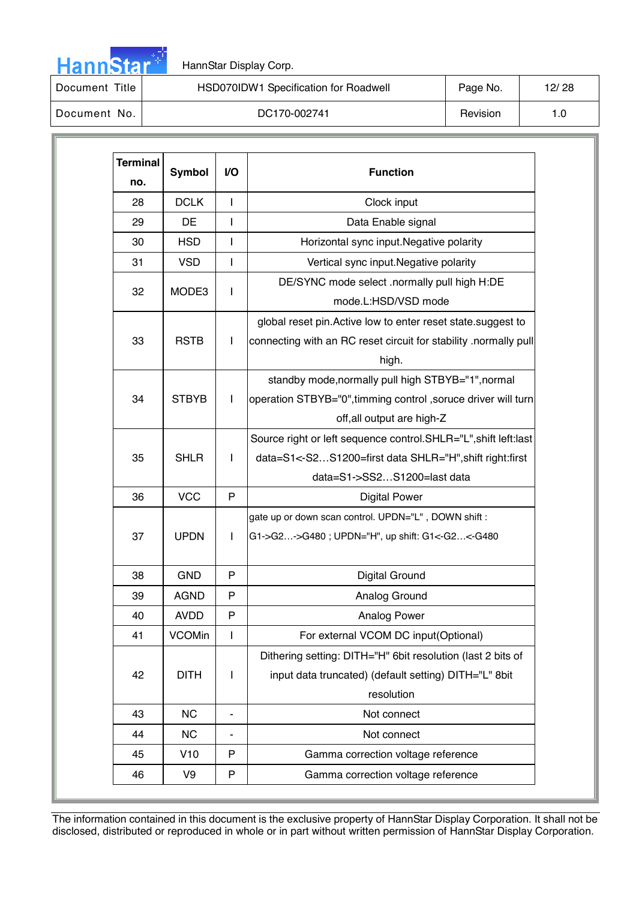| Terminal no. | Symbol | I/O | Function |
|---|---|---|---|
| 28 | DCLK | I | Clock input |
| 29 | DE | I | Data Enable signal |
| 30 | HSD | I | Horizontal sync input.Negative polarity |
| 31 | VSD | I | Vertical sync input.Negative polarity |
| 32 | MODE3 | I | DE/SYNC mode select .normally pull high H:DE mode.L:HSD/VSD mode |
| 33 | RSTB | I | global reset pin.Active low to enter reset state.suggest to connecting with an RC reset circuit for stability .normally pull high. |
| 34 | STBYB | I | standby mode,normally pull high STBYB="1",normal operation STBYB="0",timming control ,soruce driver will turn off,all output are high-Z |
| 35 | SHLR | I | Source right or left sequence control.SHLR="L",shift left:last data=S1<-S2…S1200=first data SHLR="H",shift right:first data=S1->SS2…S1200=last data |
| 36 | VCC | P | Digital Power |
| 37 | UPDN | I | gate up or down scan control. UPDN="L" , DOWN shift : G1->G2…->G480 ; UPDN="H", up shift: G1<-G2…<-G480 |
| 38 | GND | P | Digital Ground |
| 39 | AGND | P | Analog Ground |
| 40 | AVDD | P | Analog Power |
| 41 | VCOMin | I | For external VCOM DC input(Optional) |
| 42 | DITH | I | Dithering setting: DITH="H" 6bit resolution (last 2 bits of input data truncated) (default setting) DITH="L" 8bit resolution |
| 43 | NC | - | Not connect |
| 44 | NC | - | Not connect |
| 45 | V10 | P | Gamma correction voltage reference |
| 46 | V9 | P | Gamma correction voltage reference |

The information contained in this document is the exclusive property of HannStar Display Corporation. It shall not be disclosed, distributed or reproduced in whole or in part without written permission of HannStar Display Corporation.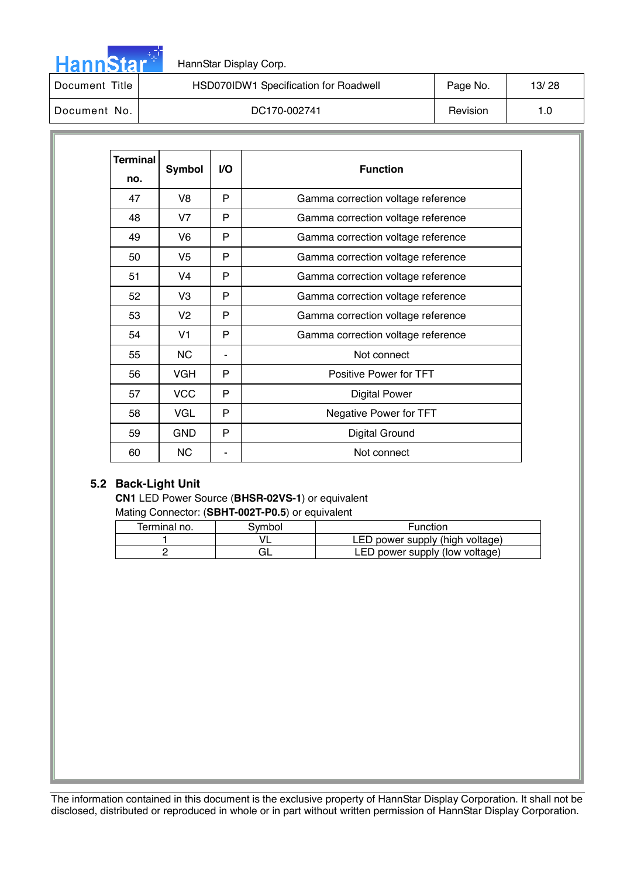| Terminal no. | Symbol | I/O | Function |
|---|---|---|---|
| 47 | V8 | P | Gamma correction voltage reference |
| 48 | V7 | P | Gamma correction voltage reference |
| 49 | V6 | P | Gamma correction voltage reference |
| 50 | V5 | P | Gamma correction voltage reference |
| 51 | V4 | P | Gamma correction voltage reference |
| 52 | V3 | P | Gamma correction voltage reference |
| 53 | V2 | P | Gamma correction voltage reference |
| 54 | V1 | P | Gamma correction voltage reference |
| 55 | NC | - | Not connect |
| 56 | VGH | P | Positive Power for TFT |
| 57 | VCC | P | Digital Power |
| 58 | VGL | P | Negative Power for TFT |
| 59 | GND | P | Digital Ground |
| 60 | NC | - | Not connect |

### 5.2 Back-Light Unit

**CN1** LED Power Source (**BHSR-02VS-1**) or equivalent
Mating Connector: (**SBHT-002T-P0.5**) or equivalent

| Terminal no. | Symbol | Function |
|---|---|---|
| 1 | VL | LED power supply (high voltage) |
| 2 | GL | LED power supply (low voltage) |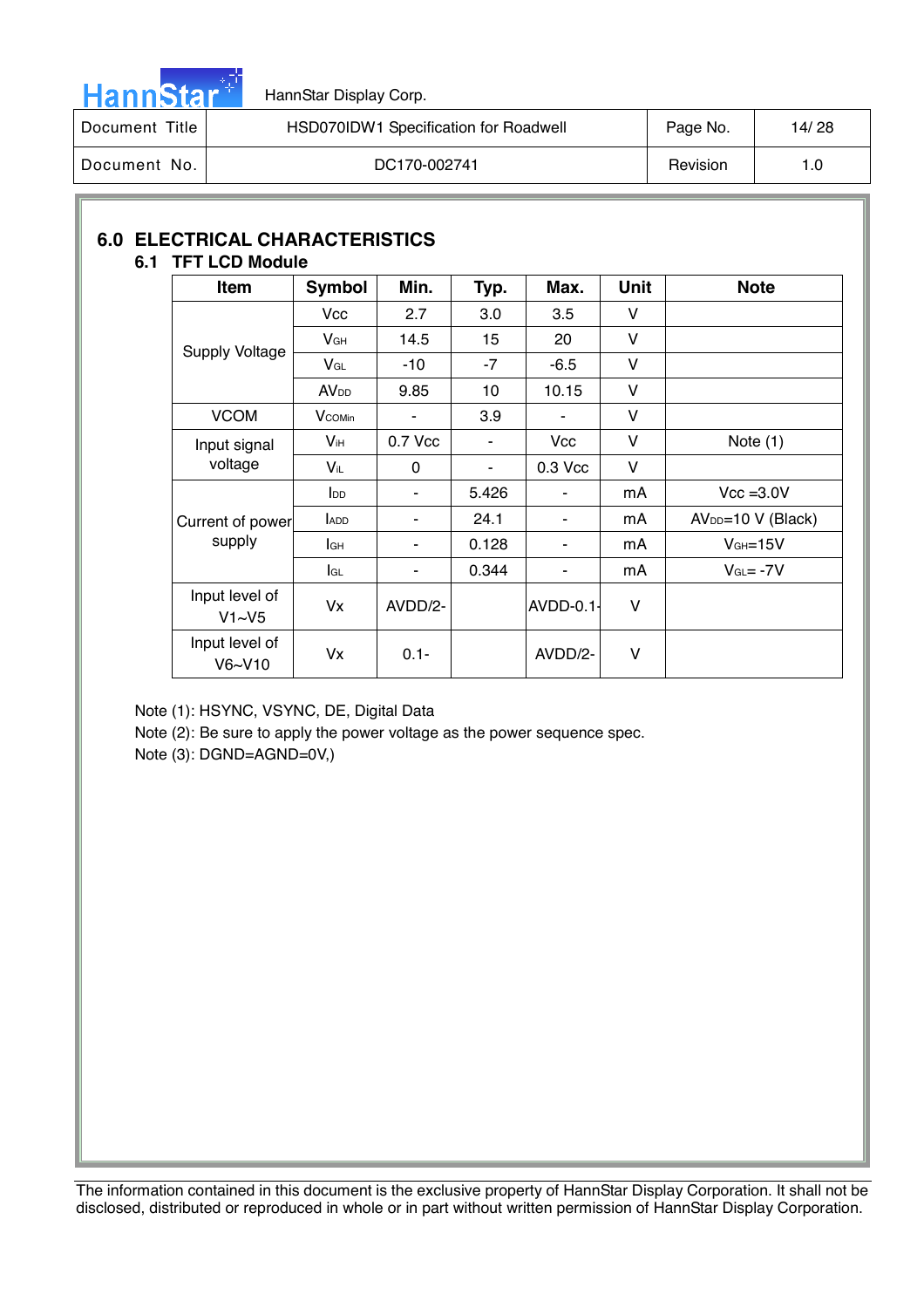## 6.0 ELECTRICAL CHARACTERISTICS

### 6.1 TFT LCD Module

| Item | Symbol | Min. | Typ. | Max. | Unit | Note |
|---|---|---|---|---|---|---|
| Supply Voltage | $V_{CC}$ | 2.7 | 3.0 | 3.5 | V | |
| | $V_{GH}$ | 14.5 | 15 | 20 | V | |
| | $V_{GL}$ | -10 | -7 | -6.5 | V | |
| | $AV_{DD}$ | 9.85 | 10 | 10.15 | V | |
| VCOM | $V_{COMin}$ | - | 3.9 | - | V | |
| Input signal voltage | $V_{IH}$ | 0.7 Vcc | - | Vcc | V | Note (1) |
| | $V_{IL}$ | 0 | - | 0.3 Vcc | V | |
| Current of power supply | $I_{DD}$ | - | 5.426 | - | mA | Vcc =3.0V |
| | $I_{ADD}$ | - | 24.1 | - | mA | $AV_{DD}$=10 V (Black) |
| | $I_{GH}$ | - | 0.128 | - | mA | $V_{GH}$=15V |
| | $I_{GL}$ | - | 0.344 | - | mA | $V_{GL}$= -7V |
| Input level of V1~V5 | Vx | AVDD/2- | | AVDD-0.1- | V | |
| Input level of V6~V10 | Vx | 0.1- | | AVDD/2- | V | |

Note (1): HSYNC, VSYNC, DE, Digital Data

Note (2): Be sure to apply the power voltage as the power sequence spec.

Note (3): DGND=AGND=0V,)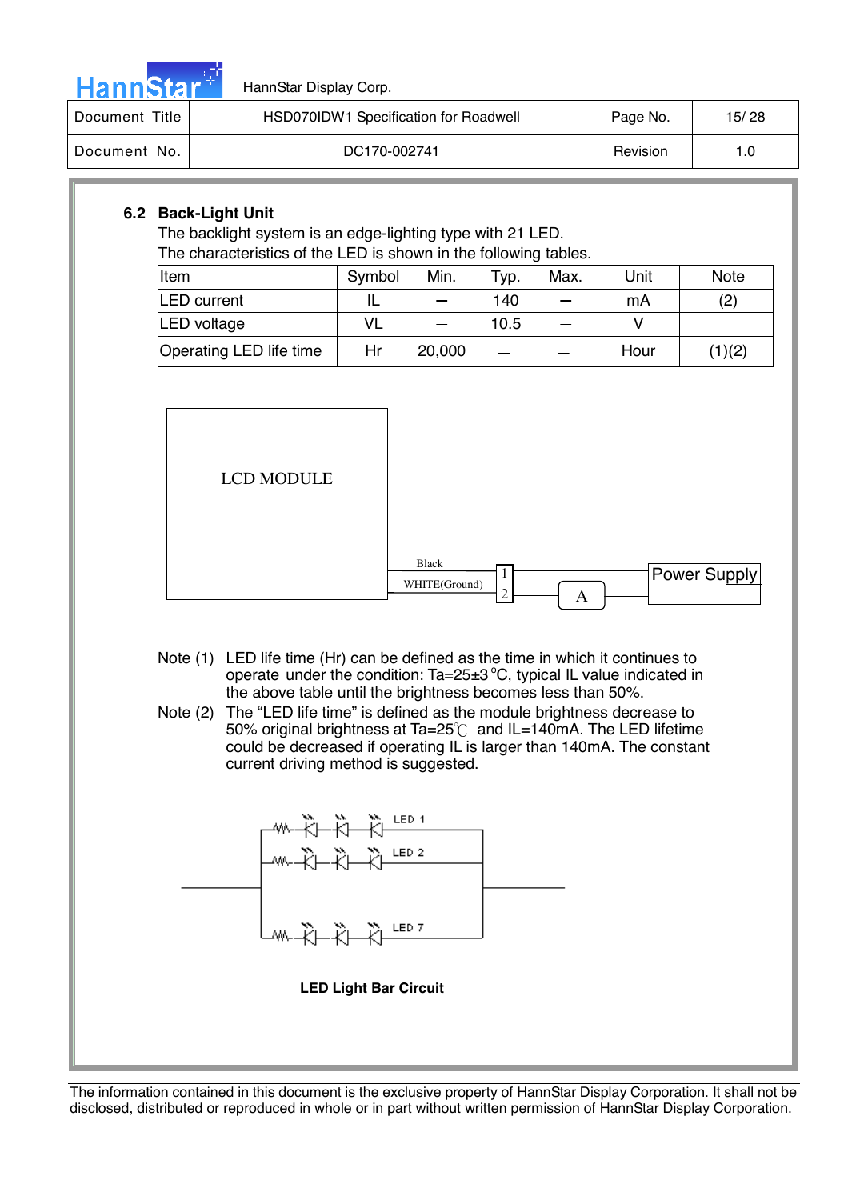## 6.2 Back-Light Unit

The backlight system is an edge-lighting type with 21 LED.

The characteristics of the LED is shown in the following tables.

| Item | Symbol | Min. | Typ. | Max. | Unit | Note |
|---|---|---|---|---|---|---|
| LED current | IL | – | 140 | – | mA | (2) |
| LED voltage | VL | – | 10.5 | – | V | |
| Operating LED life time | Hr | 20,000 | – | – | Hour | (1)(2) |

LCD MODULE

Black

WHITE(Ground)

1

2

A

Power Supply

Note (1) LED life time (Hr) can be defined as the time in which it continues to operate under the condition: Ta=25±3 °C, typical IL value indicated in the above table until the brightness becomes less than 50%.

Note (2) The "LED life time" is defined as the module brightness decrease to 50% original brightness at Ta=25℃ and IL=140mA. The LED lifetime could be decreased if operating IL is larger than 140mA. The constant current driving method is suggested.

LED 1

LED 2

LED 7

**LED Light Bar Circuit**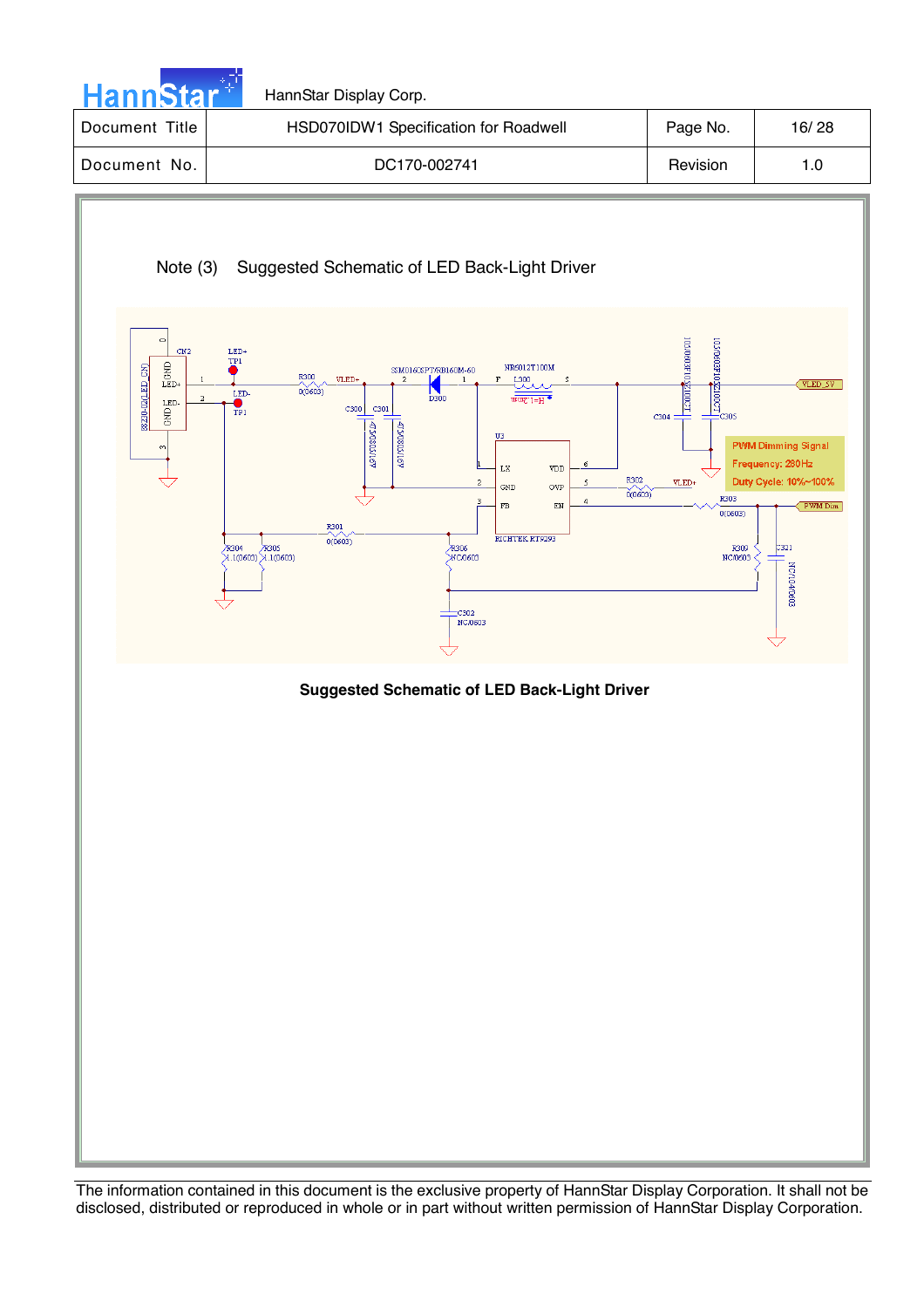Note (3) Suggested Schematic of LED Back-Light Driver

PWM Dimming Signal
Frequency: 200Hz
Duty Cycle: 10%~100%

**Suggested Schematic of LED Back-Light Driver**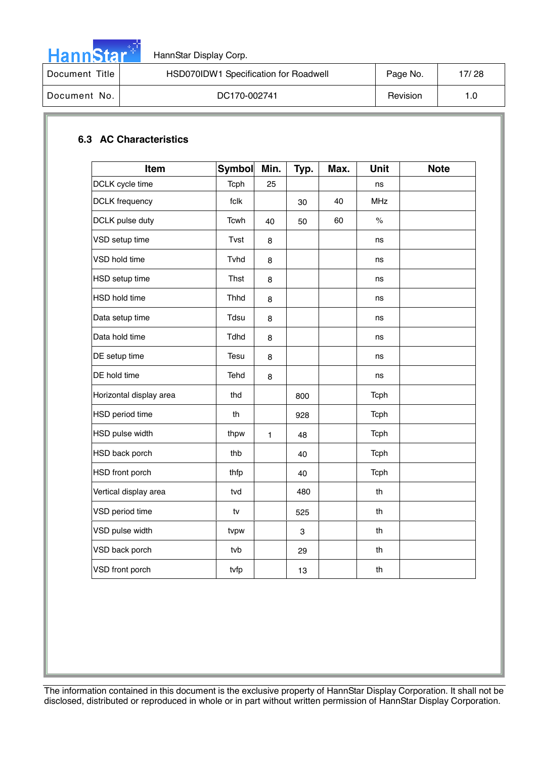### 6.3 AC Characteristics

| Item | Symbol | Min. | Typ. | Max. | Unit | Note |
|---|---|---|---|---|---|---|
| DCLK cycle time | Tcph | 25 | | | ns | |
| DCLK frequency | fclk | | 30 | 40 | MHz | |
| DCLK pulse duty | Tcwh | 40 | 50 | 60 | % | |
| VSD setup time | Tvst | 8 | | | ns | |
| VSD hold time | Tvhd | 8 | | | ns | |
| HSD setup time | Thst | 8 | | | ns | |
| HSD hold time | Thhd | 8 | | | ns | |
| Data setup time | Tdsu | 8 | | | ns | |
| Data hold time | Tdhd | 8 | | | ns | |
| DE setup time | Tesu | 8 | | | ns | |
| DE hold time | Tehd | 8 | | | ns | |
| Horizontal display area | thd | | 800 | | Tcph | |
| HSD period time | th | | 928 | | Tcph | |
| HSD pulse width | thpw | 1 | 48 | | Tcph | |
| HSD back porch | thb | | 40 | | Tcph | |
| HSD front porch | thfp | | 40 | | Tcph | |
| Vertical display area | tvd | | 480 | | th | |
| VSD period time | tv | | 525 | | th | |
| VSD pulse width | tvpw | | 3 | | th | |
| VSD back porch | tvb | | 29 | | th | |
| VSD front porch | tvfp | | 13 | | th | |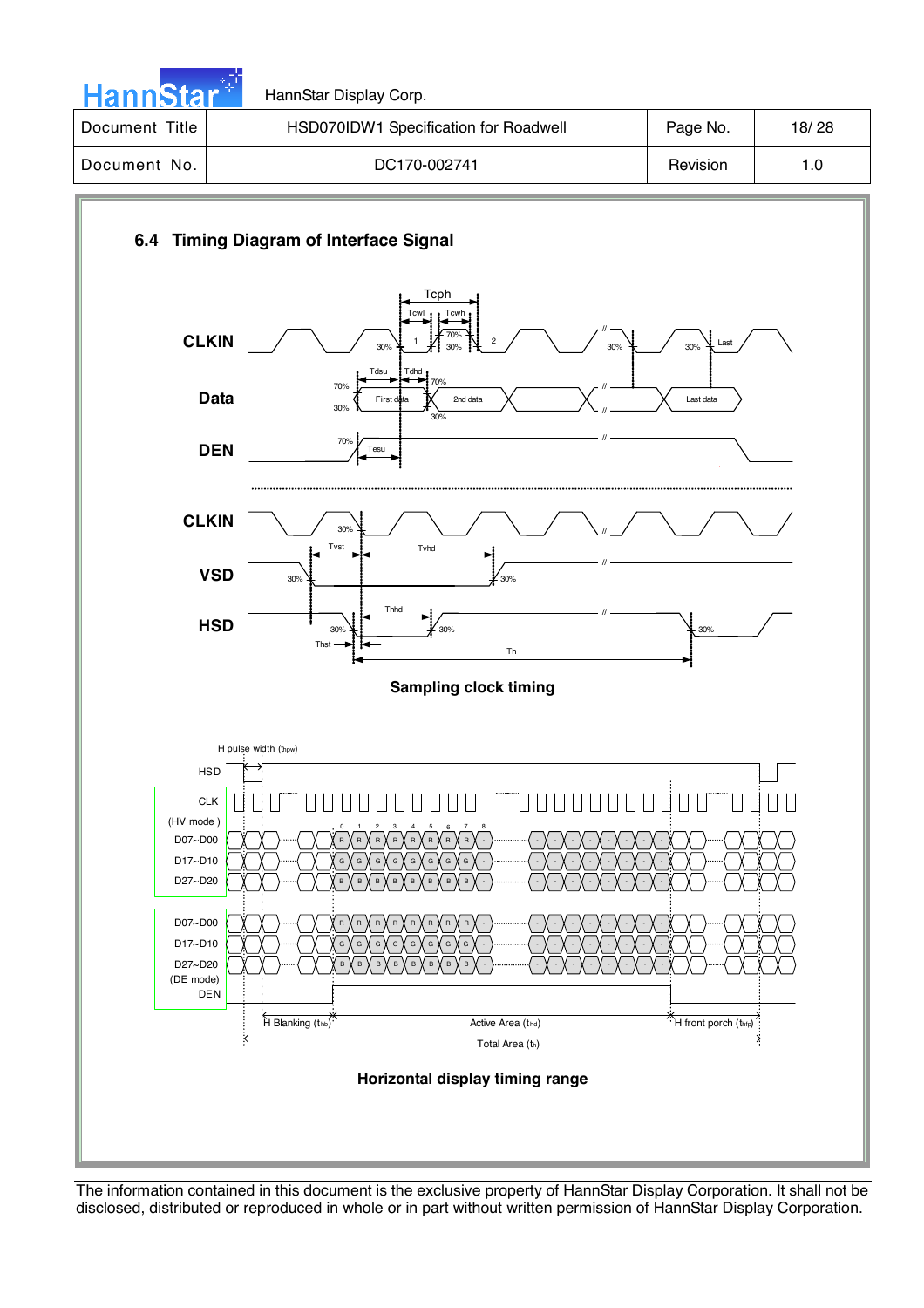## 6.4 Timing Diagram of Interface Signal

Sampling clock timing

Horizontal display timing range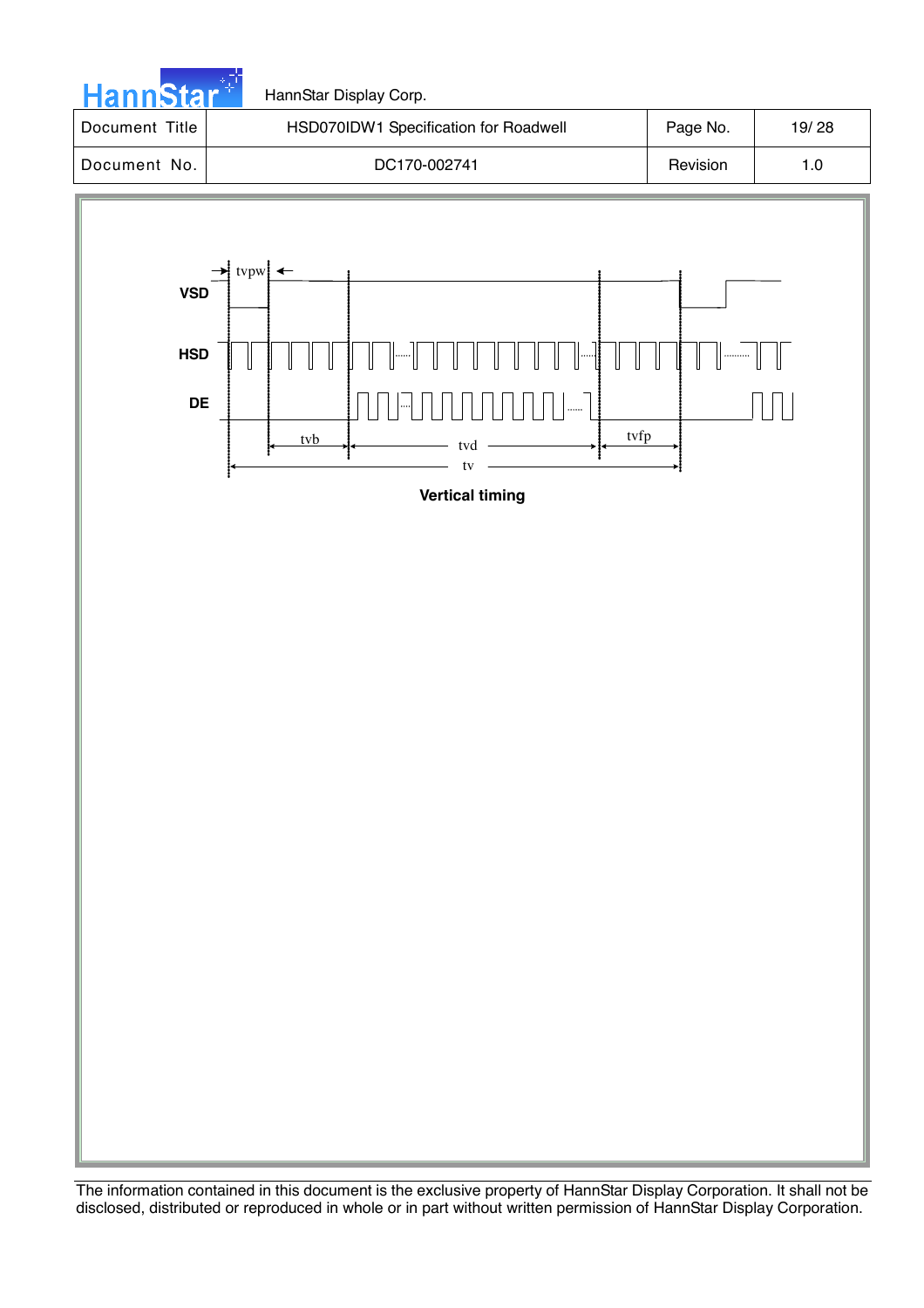VSD

HSD

DE

tvpw

tvb

tvd

tvfp

tv

**Vertical timing**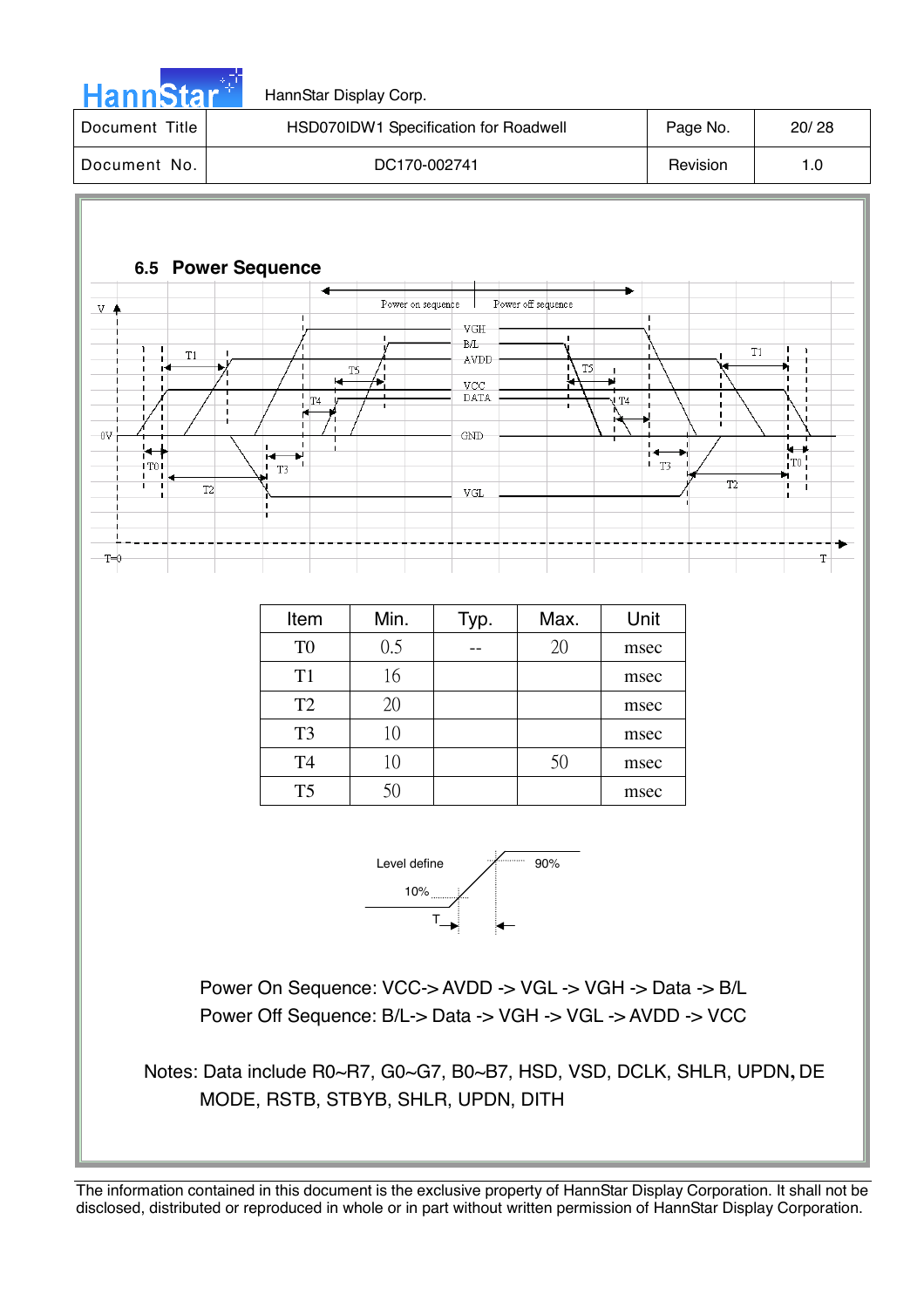### 6.5 Power Sequence

| Item | Min. | Typ. | Max. | Unit |
|---|---|---|---|---|
| T0 | 0.5 | -- | 20 | msec |
| T1 | 16 | | | msec |
| T2 | 20 | | | msec |
| T3 | 10 | | | msec |
| T4 | 10 | | 50 | msec |
| T5 | 50 | | | msec |

Power On Sequence: VCC-> AVDD -> VGL -> VGH -> Data -> B/L

Power Off Sequence: B/L-> Data -> VGH -> VGL -> AVDD -> VCC

Notes: Data include R0~R7, G0~G7, B0~B7, HSD, VSD, DCLK, SHLR, UPDN, DE MODE, RSTB, STBYB, SHLR, UPDN, DITH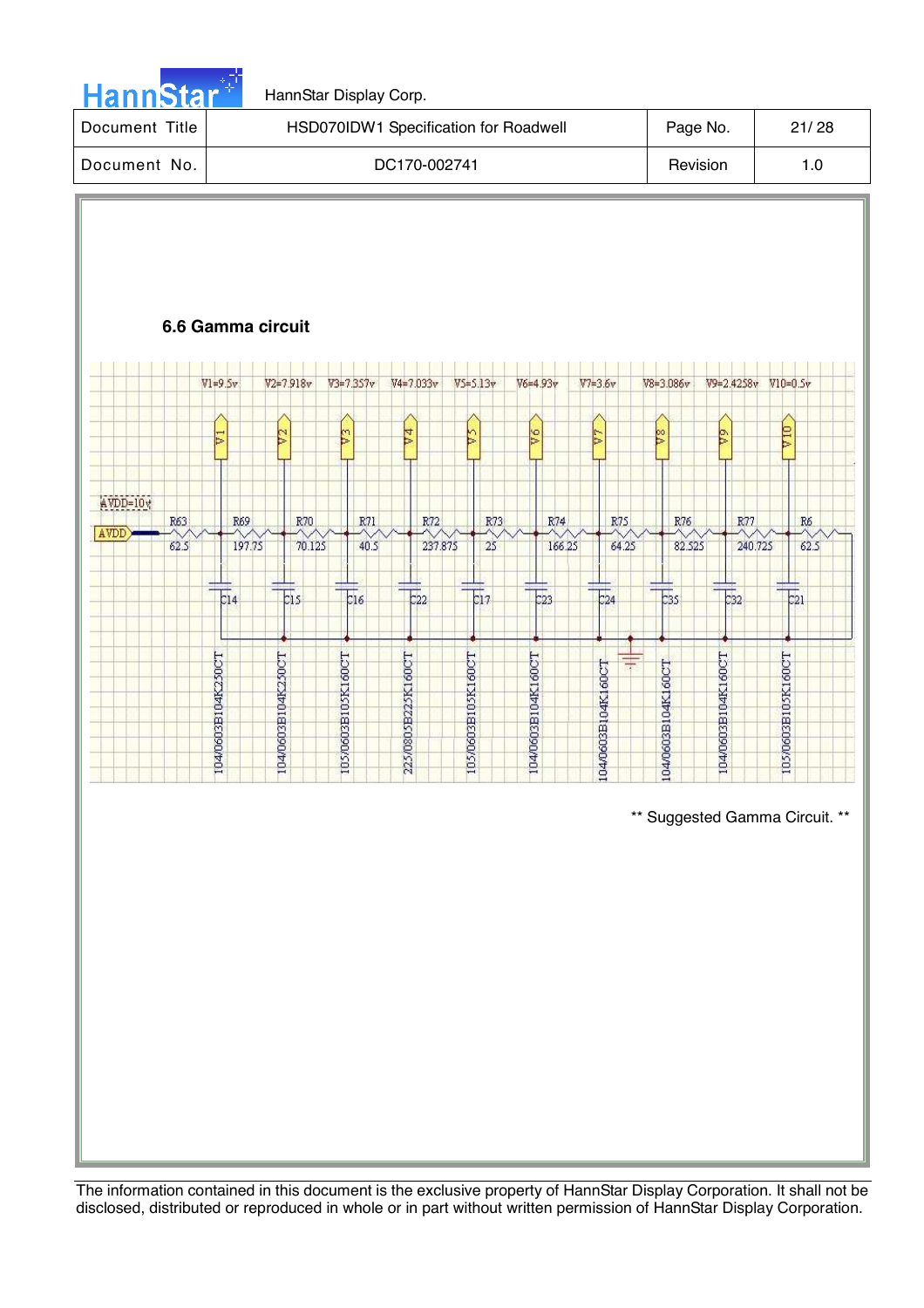### 6.6 Gamma circuit

| Node | Voltage | Resistor | Value | Capacitor | Part |
|---|---|---|---|---|---|
| AVDD | AVDD=10v | R63 | 62.5 | | |
| V1 | V1=9.5v | R69 | 197.75 | C14 | 104/0603B104K250CT |
| V2 | V2=7.918v | R70 | 70.125 | C15 | 104/0603B104K250CT |
| V3 | V3=7.357v | R71 | 40.5 | C16 | 105/0603B105K160CT |
| V4 | V4=7.033v | R72 | 237.875 | C22 | 225/0805B225K160CT |
| V5 | V5=5.13v | R73 | 25 | C17 | 105/0603B105K160CT |
| V6 | V6=4.93v | R74 | 166.25 | C23 | 104/0603B104K160CT |
| V7 | V7=3.6v | R75 | 64.25 | C24 | 104/0603B104K160CT |
| V8 | V8=3.086v | R76 | 82.525 | C35 | 104/0603B104K160CT |
| V9 | V9=2.4258v | R77 | 240.725 | C32 | 104/0603B104K160CT |
| V10 | V10=0.5v | R6 | 62.5 | C21 | 105/0603B105K160CT |

** Suggested Gamma Circuit. **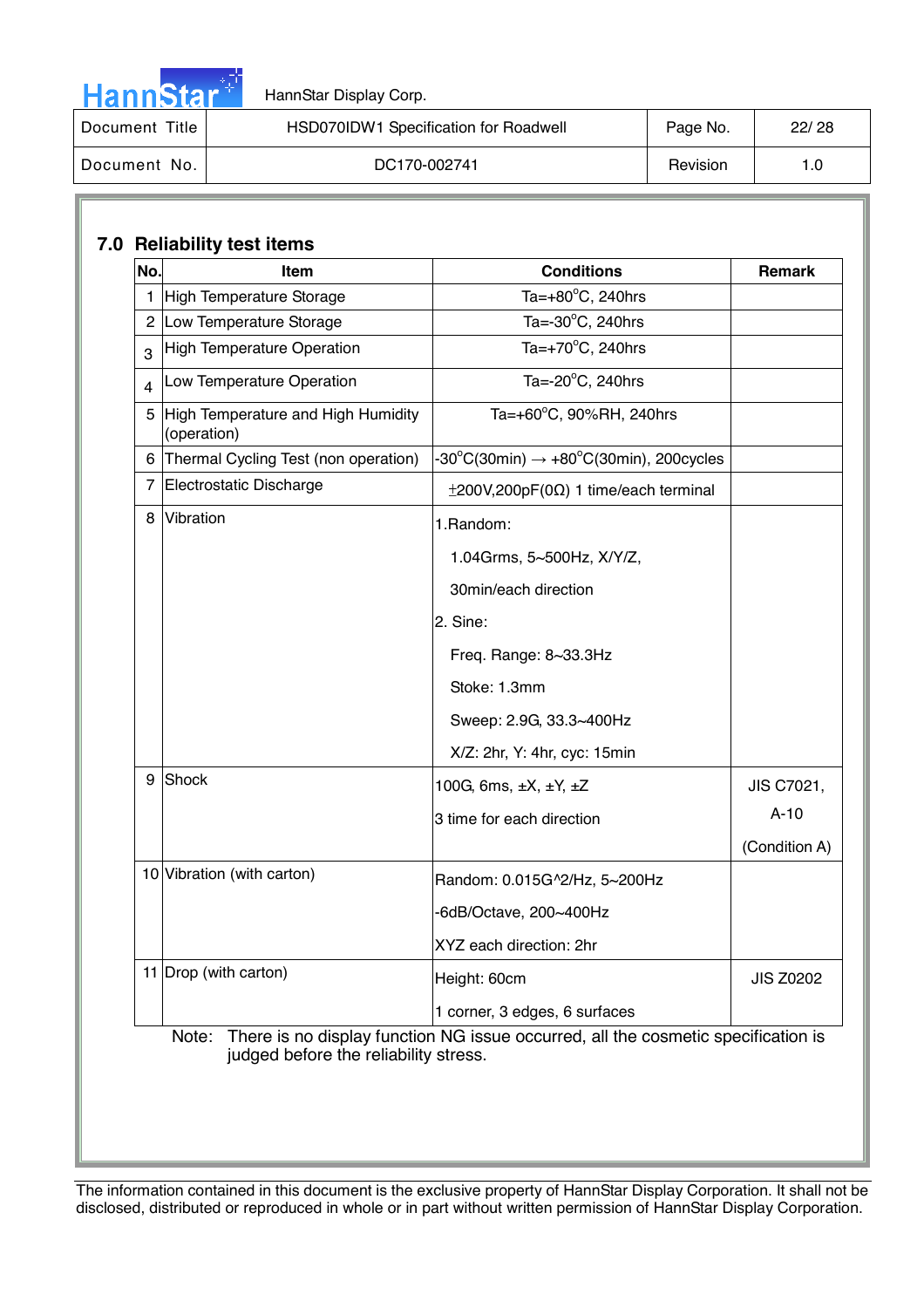## 7.0 Reliability test items

| No. | Item | Conditions | Remark |
|---|---|---|---|
| 1 | High Temperature Storage | Ta=+80°C, 240hrs | |
| 2 | Low Temperature Storage | Ta=-30°C, 240hrs | |
| 3 | High Temperature Operation | Ta=+70°C, 240hrs | |
| 4 | Low Temperature Operation | Ta=-20°C, 240hrs | |
| 5 | High Temperature and High Humidity (operation) | Ta=+60°C, 90%RH, 240hrs | |
| 6 | Thermal Cycling Test (non operation) | -30°C(30min) → +80°C(30min), 200cycles | |
| 7 | Electrostatic Discharge | ±200V,200pF(0Ω) 1 time/each terminal | |
| 8 | Vibration | 1.Random: 1.04Grms, 5~500Hz, X/Y/Z, 30min/each direction 2. Sine: Freq. Range: 8~33.3Hz Stoke: 1.3mm Sweep: 2.9G, 33.3~400Hz X/Z: 2hr, Y: 4hr, cyc: 15min | |
| 9 | Shock | 100G, 6ms, ±X, ±Y, ±Z 3 time for each direction | JIS C7021, A-10 (Condition A) |
| 10 | Vibration (with carton) | Random: 0.015G^2/Hz, 5~200Hz -6dB/Octave, 200~400Hz XYZ each direction: 2hr | |
| 11 | Drop (with carton) | Height: 60cm 1 corner, 3 edges, 6 surfaces | JIS Z0202 |

Note: There is no display function NG issue occurred, all the cosmetic specification is judged before the reliability stress.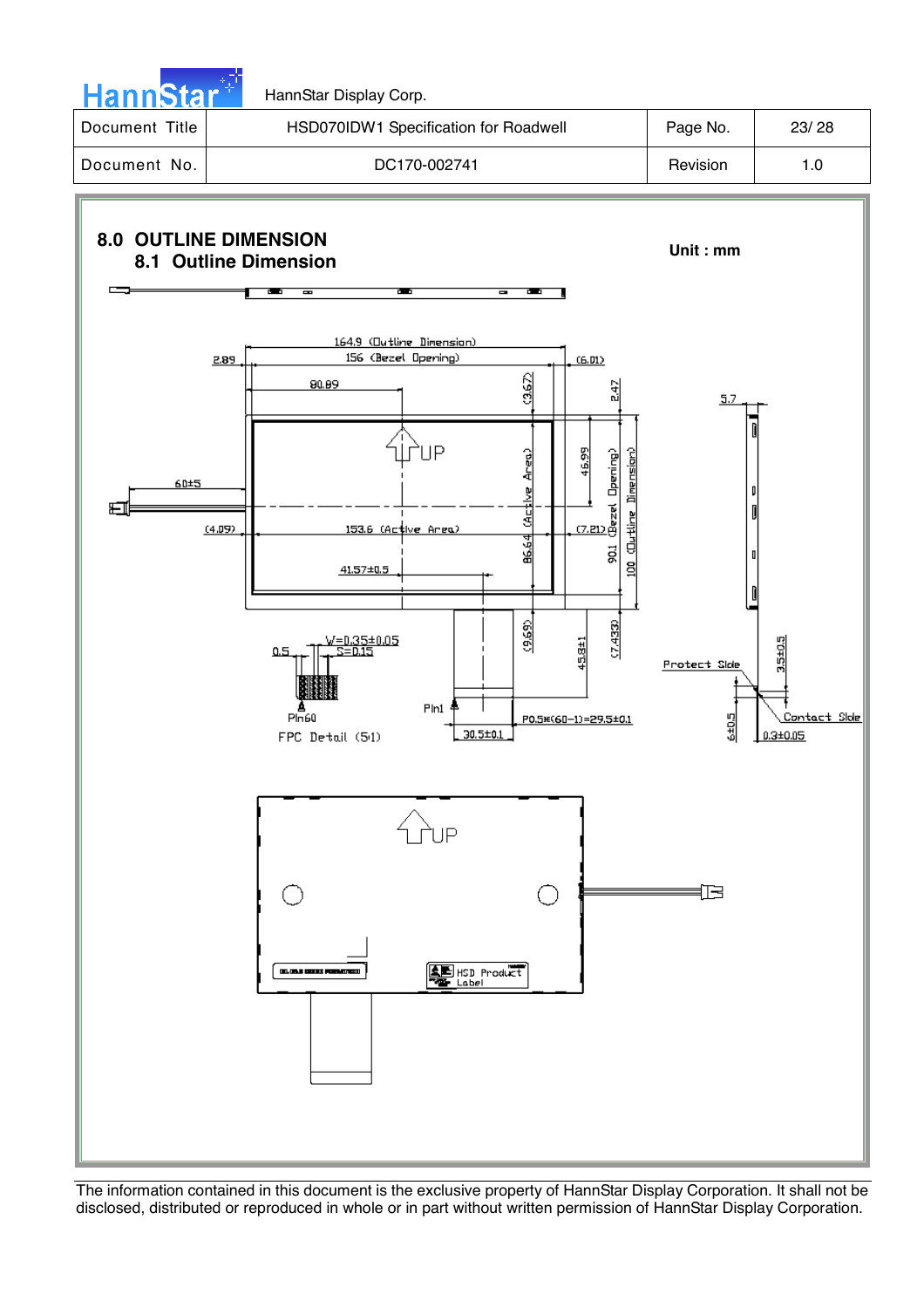# 8.0 OUTLINE DIMENSION

## 8.1 Outline Dimension

Unit : mm

164.9 (Outline Dimension)

156 (Bezel Opening)

2.89

(6.01)

80.89

(3.67)

2.47

5.7

UP

46.99

60±5

86.64 (Active Area)

90.1 (Bezel Opening)

100 (Outline Dimension)

(4.09)

153.6 (Active Area)

(7.21)

41.57±0.5

W=0.35±0.05

S=0.15

0.5

(9.69)

45.8±1

(7.43)

Protect Side

3.5±0.5

Pin60

Pin1

FPC Detail (5:1)

P0.5*(60-1)=29.5±0.1

30.5±0.1

6±0.5

Contact Side

0.3±0.05

UP

HSD Product Label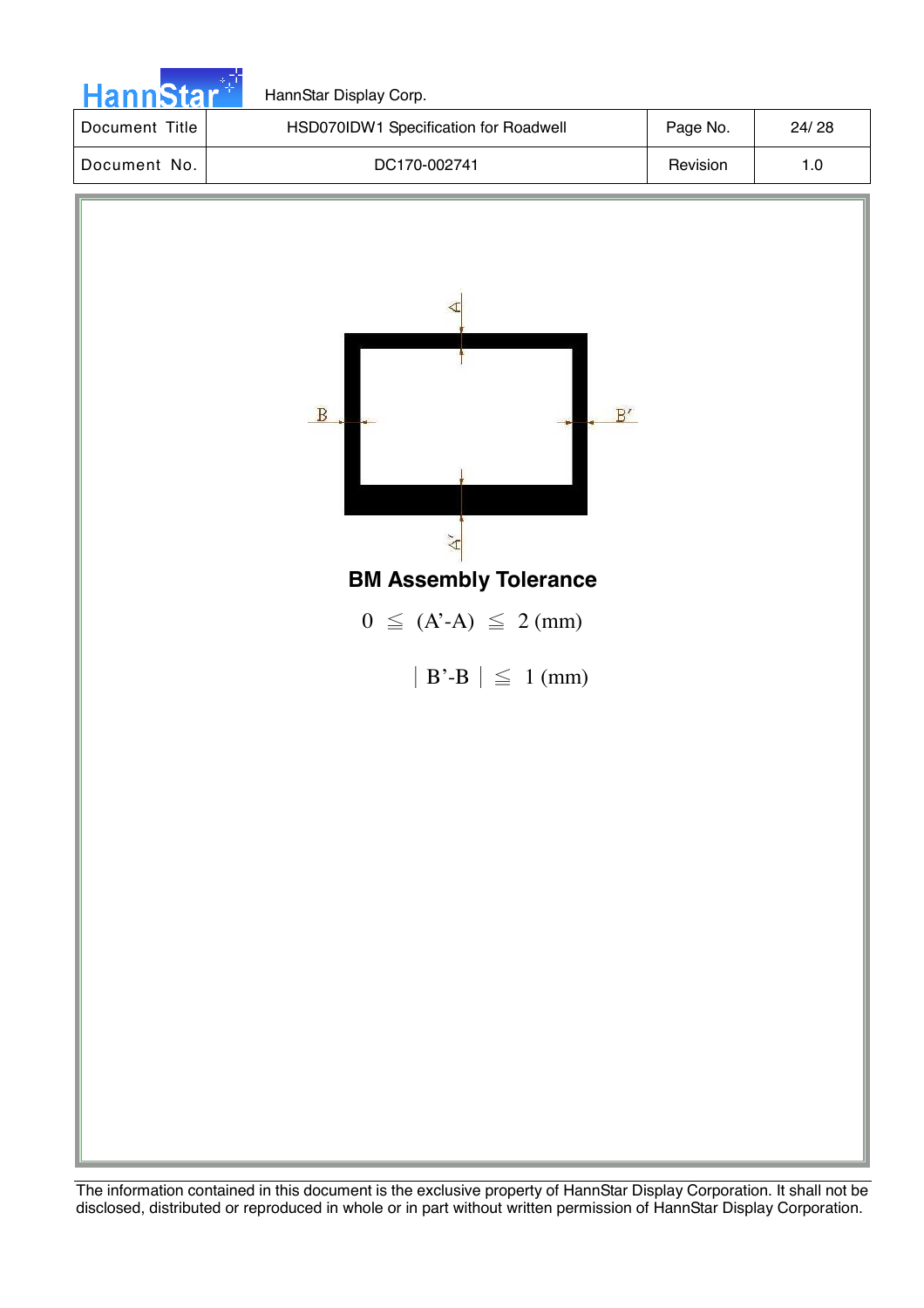**BM Assembly Tolerance**

$$0 \leqq (A' - A) \leqq 2 \text{ (mm)}$$

$$|B' - B| \leqq 1 \text{ (mm)}$$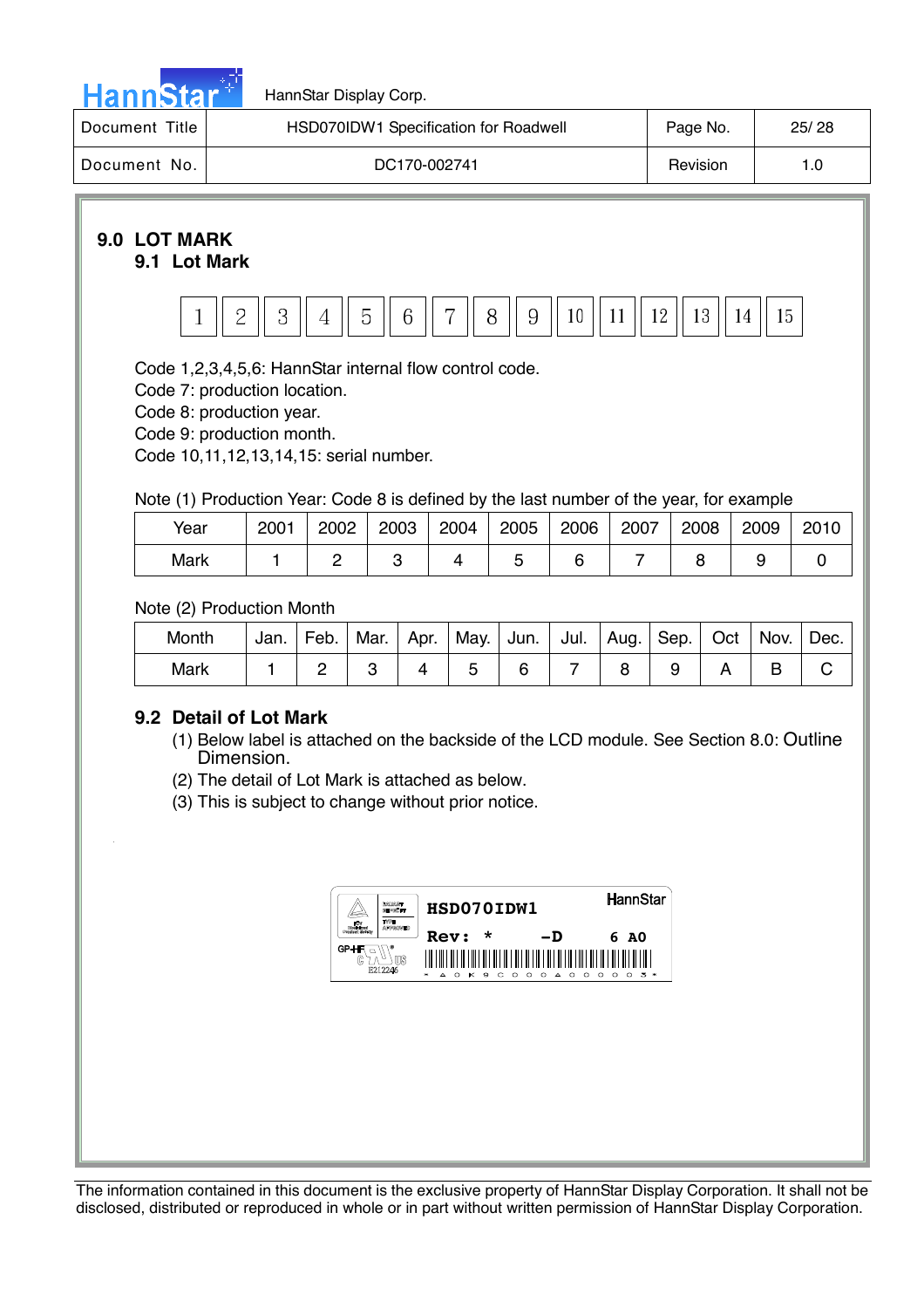## 9.0 LOT MARK

### 9.1 Lot Mark

| 1 | 2 | 3 | 4 | 5 | 6 | 7 | 8 | 9 | 10 | 11 | 12 | 13 | 14 | 15 |
|---|---|---|---|---|---|---|---|---|---|---|---|---|---|---|

Code 1,2,3,4,5,6: HannStar internal flow control code.
Code 7: production location.
Code 8: production year.
Code 9: production month.
Code 10,11,12,13,14,15: serial number.

Note (1) Production Year: Code 8 is defined by the last number of the year, for example

| Year | 2001 | 2002 | 2003 | 2004 | 2005 | 2006 | 2007 | 2008 | 2009 | 2010 |
|---|---|---|---|---|---|---|---|---|---|---|
| Mark | 1 | 2 | 3 | 4 | 5 | 6 | 7 | 8 | 9 | 0 |

Note (2) Production Month

| Month | Jan. | Feb. | Mar. | Apr. | May. | Jun. | Jul. | Aug. | Sep. | Oct | Nov. | Dec. |
|---|---|---|---|---|---|---|---|---|---|---|---|---|
| Mark | 1 | 2 | 3 | 4 | 5 | 6 | 7 | 8 | 9 | A | B | C |

### 9.2 Detail of Lot Mark

(1) Below label is attached on the backside of the LCD module. See Section 8.0: Outline Dimension.
(2) The detail of Lot Mark is attached as below.
(3) This is subject to change without prior notice.

HSD070IDW1 HannStar
Rev: * -D 6 A0
GP-HF E212246
* A 0 K 9 C 0 0 0 A 0 0 0 0 0 3 *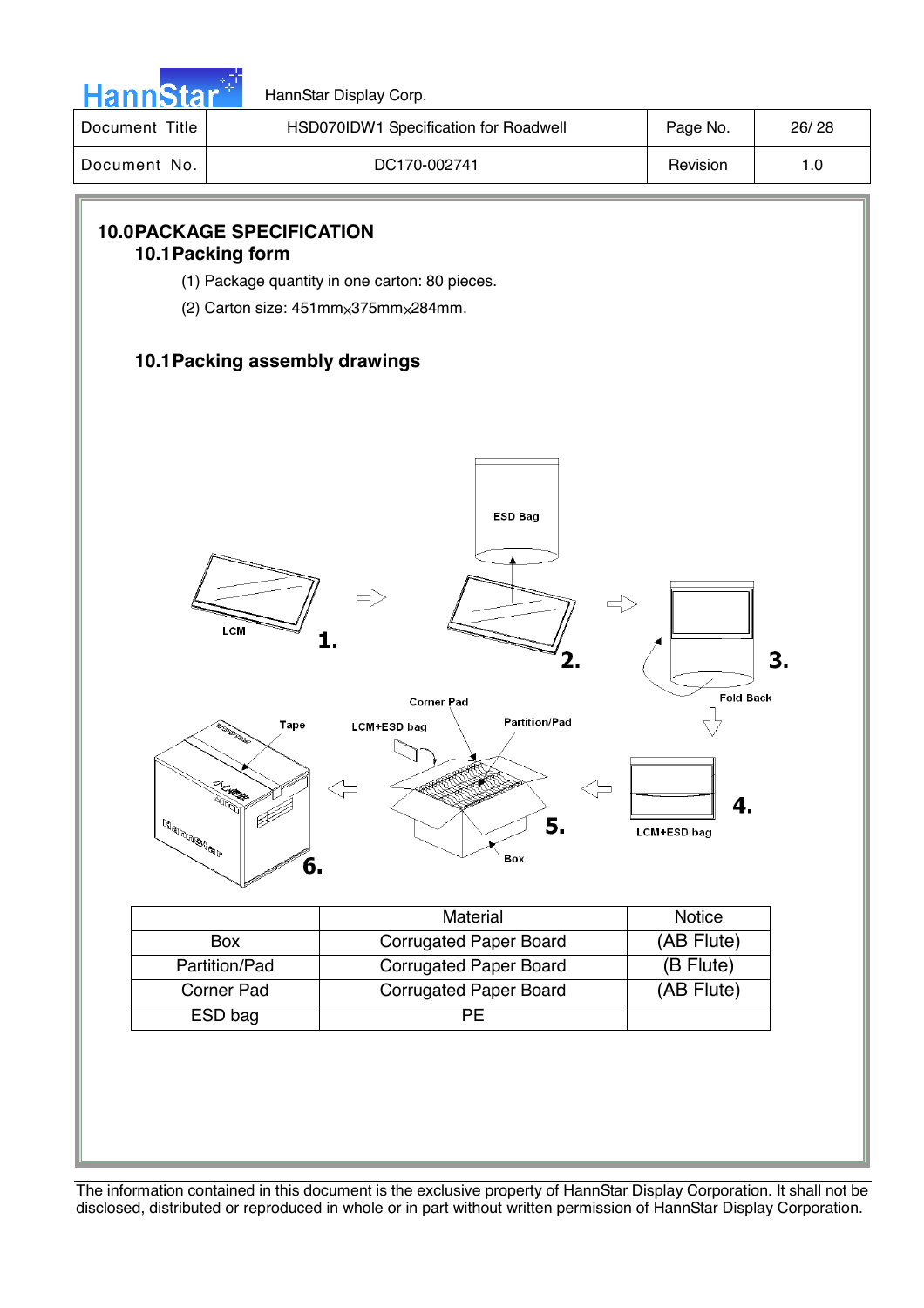## 10.0 PACKAGE SPECIFICATION

### 10.1 Packing form

(1) Package quantity in one carton: 80 pieces.

(2) Carton size: 451mm×375mm×284mm.

### 10.1 Packing assembly drawings

|  | Material | Notice |
|---|---|---|
| Box | Corrugated Paper Board | (AB Flute) |
| Partition/Pad | Corrugated Paper Board | (B Flute) |
| Corner Pad | Corrugated Paper Board | (AB Flute) |
| ESD bag | PE |  |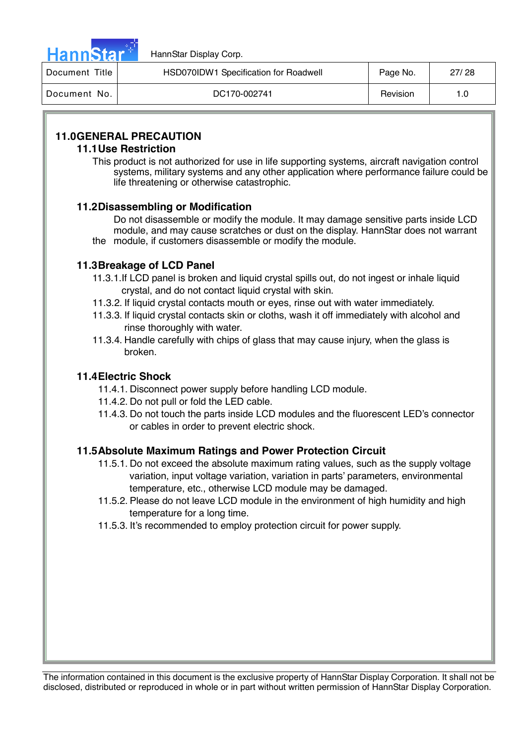## 11.0 GENERAL PRECAUTION

### 11.1 Use Restriction

This product is not authorized for use in life supporting systems, aircraft navigation control systems, military systems and any other application where performance failure could be life threatening or otherwise catastrophic.

### 11.2 Disassembling or Modification

Do not disassemble or modify the module. It may damage sensitive parts inside LCD module, and may cause scratches or dust on the display. HannStar does not warrant the module, if customers disassemble or modify the module.

### 11.3 Breakage of LCD Panel

11.3.1. If LCD panel is broken and liquid crystal spills out, do not ingest or inhale liquid crystal, and do not contact liquid crystal with skin.

11.3.2. If liquid crystal contacts mouth or eyes, rinse out with water immediately.

11.3.3. If liquid crystal contacts skin or cloths, wash it off immediately with alcohol and rinse thoroughly with water.

11.3.4. Handle carefully with chips of glass that may cause injury, when the glass is broken.

### 11.4 Electric Shock

11.4.1. Disconnect power supply before handling LCD module.

11.4.2. Do not pull or fold the LED cable.

11.4.3. Do not touch the parts inside LCD modules and the fluorescent LED's connector or cables in order to prevent electric shock.

### 11.5 Absolute Maximum Ratings and Power Protection Circuit

11.5.1. Do not exceed the absolute maximum rating values, such as the supply voltage variation, input voltage variation, variation in parts' parameters, environmental temperature, etc., otherwise LCD module may be damaged.

11.5.2. Please do not leave LCD module in the environment of high humidity and high temperature for a long time.

11.5.3. It's recommended to employ protection circuit for power supply.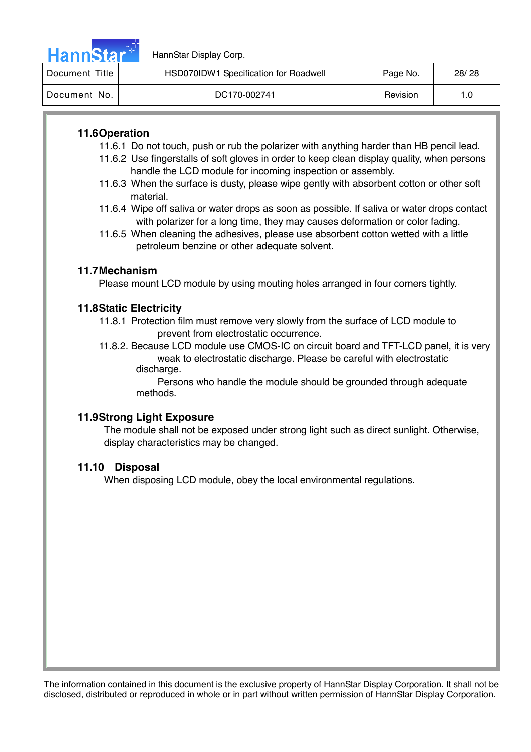### 11.6 Operation

11.6.1 Do not touch, push or rub the polarizer with anything harder than HB pencil lead.

11.6.2 Use fingerstalls of soft gloves in order to keep clean display quality, when persons handle the LCD module for incoming inspection or assembly.

11.6.3 When the surface is dusty, please wipe gently with absorbent cotton or other soft material.

11.6.4 Wipe off saliva or water drops as soon as possible. If saliva or water drops contact with polarizer for a long time, they may causes deformation or color fading.

11.6.5 When cleaning the adhesives, please use absorbent cotton wetted with a little petroleum benzine or other adequate solvent.

### 11.7 Mechanism

Please mount LCD module by using mouting holes arranged in four corners tightly.

### 11.8 Static Electricity

11.8.1 Protection film must remove very slowly from the surface of LCD module to prevent from electrostatic occurrence.

11.8.2. Because LCD module use CMOS-IC on circuit board and TFT-LCD panel, it is very weak to electrostatic discharge. Please be careful with electrostatic discharge.

Persons who handle the module should be grounded through adequate methods.

### 11.9 Strong Light Exposure

The module shall not be exposed under strong light such as direct sunlight. Otherwise, display characteristics may be changed.

### 11.10 Disposal

When disposing LCD module, obey the local environmental regulations.